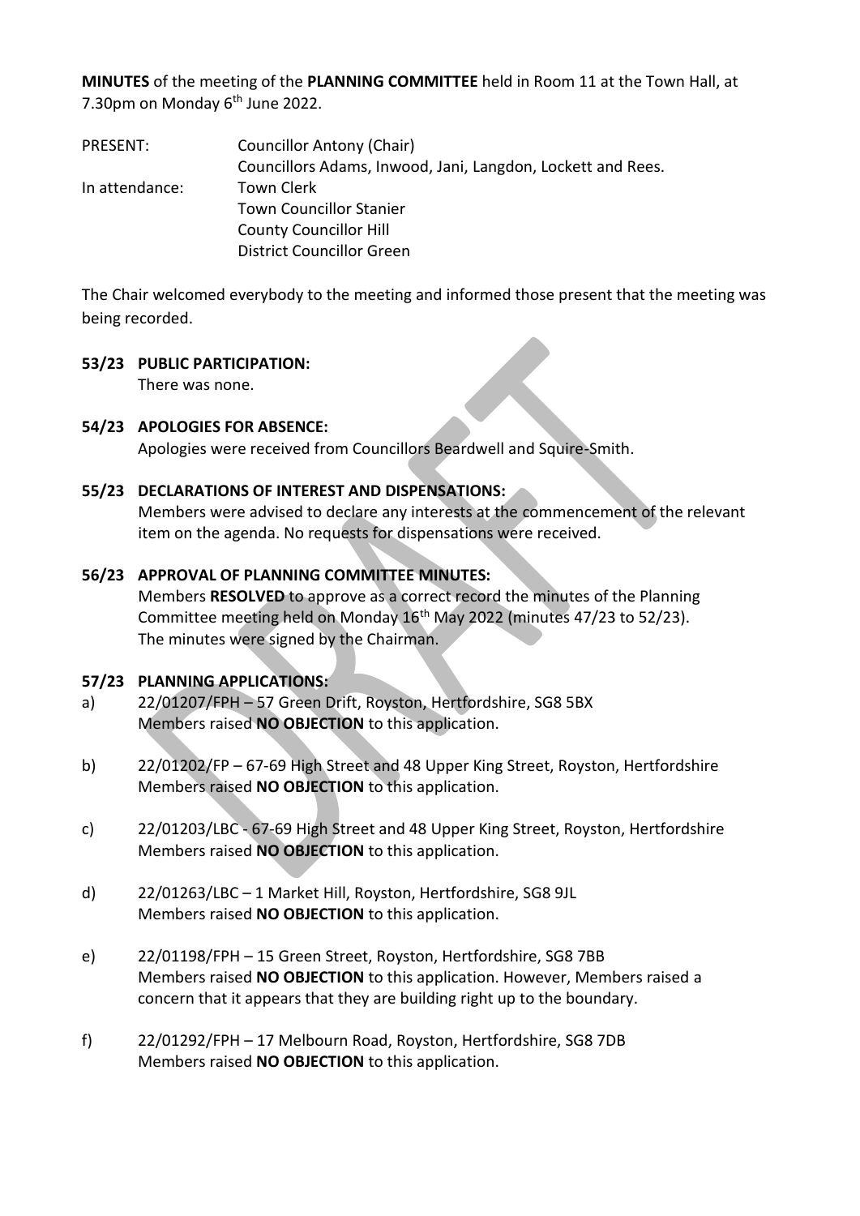**MINUTES** of the meeting of the **PLANNING COMMITTEE** held in Room 11 at the Town Hall, at 7.30pm on Monday 6th June 2022.

| | |
|---|---|
| PRESENT: | Councillor Antony (Chair) |
| | Councillors Adams, Inwood, Jani, Langdon, Lockett and Rees. |
| In attendance: | Town Clerk |
| | Town Councillor Stanier |
| | County Councillor Hill |
| | District Councillor Green |

The Chair welcomed everybody to the meeting and informed those present that the meeting was being recorded.

**53/23 PUBLIC PARTICIPATION:**
There was none.

**54/23 APOLOGIES FOR ABSENCE:**
Apologies were received from Councillors Beardwell and Squire-Smith.

**55/23 DECLARATIONS OF INTEREST AND DISPENSATIONS:**
Members were advised to declare any interests at the commencement of the relevant item on the agenda. No requests for dispensations were received.

**56/23 APPROVAL OF PLANNING COMMITTEE MINUTES:**
Members **RESOLVED** to approve as a correct record the minutes of the Planning Committee meeting held on Monday 16th May 2022 (minutes 47/23 to 52/23). The minutes were signed by the Chairman.

**57/23 PLANNING APPLICATIONS:**

a) 22/01207/FPH – 57 Green Drift, Royston, Hertfordshire, SG8 5BX
Members raised **NO OBJECTION** to this application.

b) 22/01202/FP – 67-69 High Street and 48 Upper King Street, Royston, Hertfordshire
Members raised **NO OBJECTION** to this application.

c) 22/01203/LBC - 67-69 High Street and 48 Upper King Street, Royston, Hertfordshire
Members raised **NO OBJECTION** to this application.

d) 22/01263/LBC – 1 Market Hill, Royston, Hertfordshire, SG8 9JL
Members raised **NO OBJECTION** to this application.

e) 22/01198/FPH – 15 Green Street, Royston, Hertfordshire, SG8 7BB
Members raised **NO OBJECTION** to this application. However, Members raised a concern that it appears that they are building right up to the boundary.

f) 22/01292/FPH – 17 Melbourn Road, Royston, Hertfordshire, SG8 7DB
Members raised **NO OBJECTION** to this application.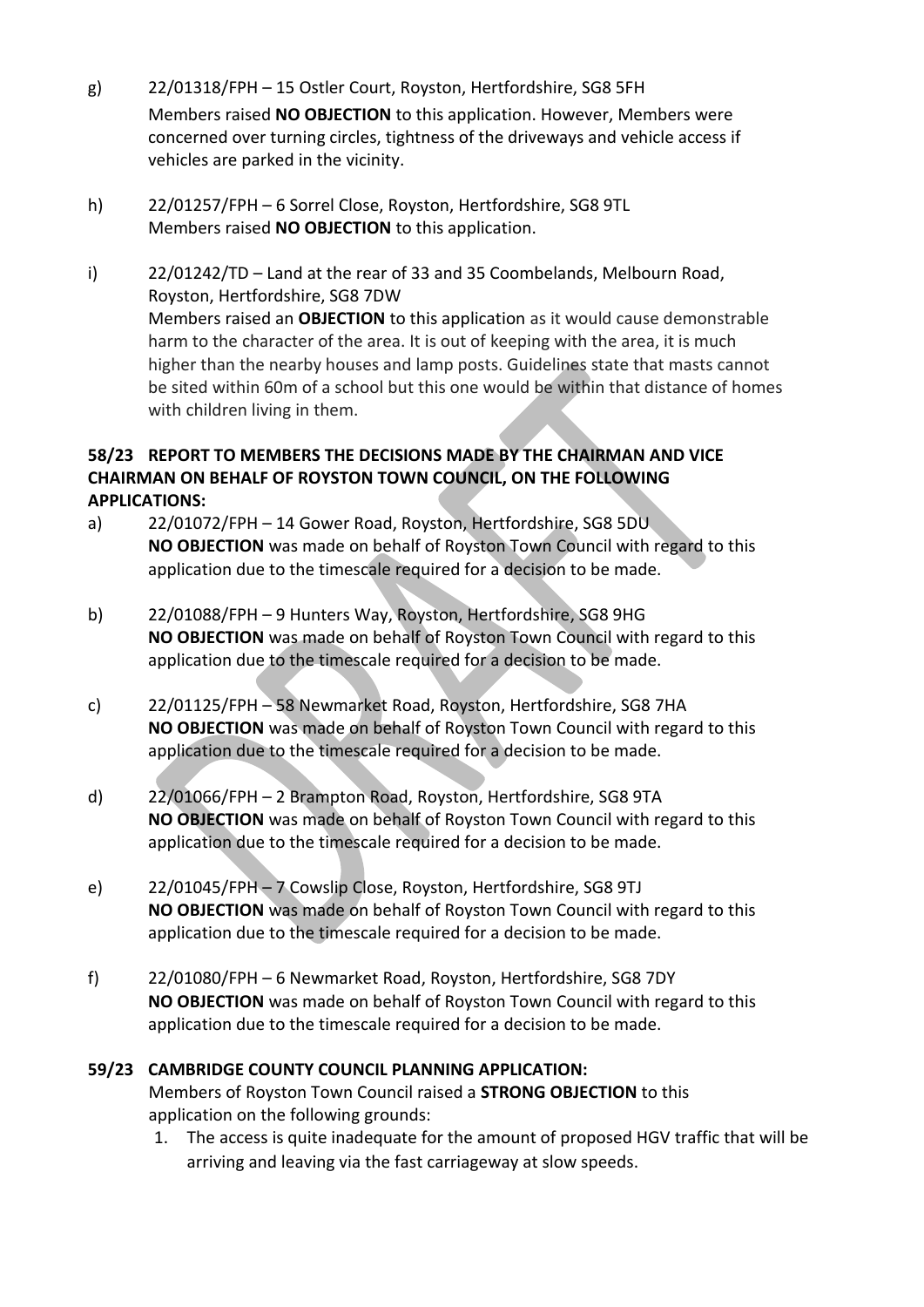g) 22/01318/FPH – 15 Ostler Court, Royston, Hertfordshire, SG8 5FH
Members raised **NO OBJECTION** to this application. However, Members were concerned over turning circles, tightness of the driveways and vehicle access if vehicles are parked in the vicinity.

h) 22/01257/FPH – 6 Sorrel Close, Royston, Hertfordshire, SG8 9TL
Members raised **NO OBJECTION** to this application.

i) 22/01242/TD – Land at the rear of 33 and 35 Coombelands, Melbourn Road, Royston, Hertfordshire, SG8 7DW
Members raised an **OBJECTION** to this application as it would cause demonstrable harm to the character of the area. It is out of keeping with the area, it is much higher than the nearby houses and lamp posts. Guidelines state that masts cannot be sited within 60m of a school but this one would be within that distance of homes with children living in them.

**58/23 REPORT TO MEMBERS THE DECISIONS MADE BY THE CHAIRMAN AND VICE CHAIRMAN ON BEHALF OF ROYSTON TOWN COUNCIL, ON THE FOLLOWING APPLICATIONS:**

a) 22/01072/FPH – 14 Gower Road, Royston, Hertfordshire, SG8 5DU
**NO OBJECTION** was made on behalf of Royston Town Council with regard to this application due to the timescale required for a decision to be made.

b) 22/01088/FPH – 9 Hunters Way, Royston, Hertfordshire, SG8 9HG
**NO OBJECTION** was made on behalf of Royston Town Council with regard to this application due to the timescale required for a decision to be made.

c) 22/01125/FPH – 58 Newmarket Road, Royston, Hertfordshire, SG8 7HA
**NO OBJECTION** was made on behalf of Royston Town Council with regard to this application due to the timescale required for a decision to be made.

d) 22/01066/FPH – 2 Brampton Road, Royston, Hertfordshire, SG8 9TA
**NO OBJECTION** was made on behalf of Royston Town Council with regard to this application due to the timescale required for a decision to be made.

e) 22/01045/FPH – 7 Cowslip Close, Royston, Hertfordshire, SG8 9TJ
**NO OBJECTION** was made on behalf of Royston Town Council with regard to this application due to the timescale required for a decision to be made.

f) 22/01080/FPH – 6 Newmarket Road, Royston, Hertfordshire, SG8 7DY
**NO OBJECTION** was made on behalf of Royston Town Council with regard to this application due to the timescale required for a decision to be made.

**59/23 CAMBRIDGE COUNTY COUNCIL PLANNING APPLICATION:**

Members of Royston Town Council raised a **STRONG OBJECTION** to this application on the following grounds:

1. The access is quite inadequate for the amount of proposed HGV traffic that will be arriving and leaving via the fast carriageway at slow speeds.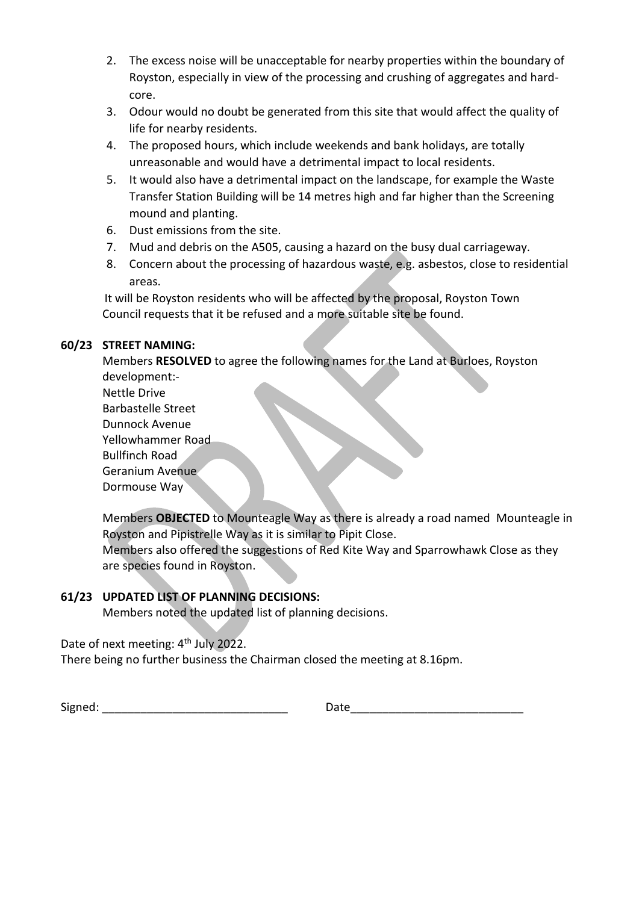2. The excess noise will be unacceptable for nearby properties within the boundary of Royston, especially in view of the processing and crushing of aggregates and hard-core.
3. Odour would no doubt be generated from this site that would affect the quality of life for nearby residents.
4. The proposed hours, which include weekends and bank holidays, are totally unreasonable and would have a detrimental impact to local residents.
5. It would also have a detrimental impact on the landscape, for example the Waste Transfer Station Building will be 14 metres high and far higher than the Screening mound and planting.
6. Dust emissions from the site.
7. Mud and debris on the A505, causing a hazard on the busy dual carriageway.
8. Concern about the processing of hazardous waste, e.g. asbestos, close to residential areas.

It will be Royston residents who will be affected by the proposal, Royston Town Council requests that it be refused and a more suitable site be found.

**60/23 STREET NAMING:**

Members **RESOLVED** to agree the following names for the Land at Burloes, Royston development:-
Nettle Drive
Barbastelle Street
Dunnock Avenue
Yellowhammer Road
Bullfinch Road
Geranium Avenue
Dormouse Way

Members **OBJECTED** to Mounteagle Way as there is already a road named Mounteagle in Royston and Pipistrelle Way as it is similar to Pipit Close.
Members also offered the suggestions of Red Kite Way and Sparrowhawk Close as they are species found in Royston.

**61/23 UPDATED LIST OF PLANNING DECISIONS:**

Members noted the updated list of planning decisions.

Date of next meeting: 4th July 2022.
There being no further business the Chairman closed the meeting at 8.16pm.

Signed: _____________________________ Date___________________________